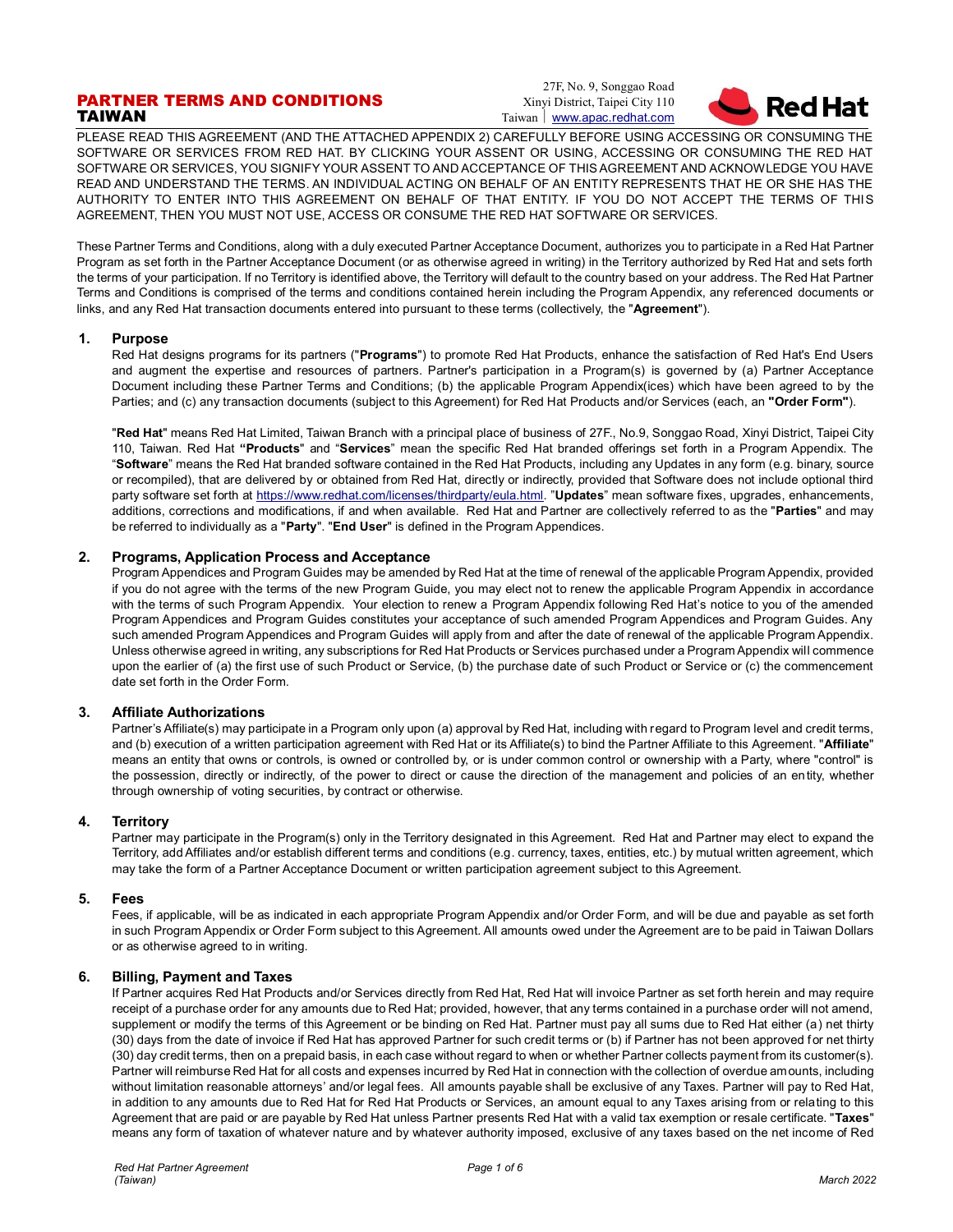# PARTNER TERMS AND CONDITIONS
# TAIWAN

27F, No. 9, Songgao Road
Xinyi District, Taipei City 110
Taiwan | www.apac.redhat.com

PLEASE READ THIS AGREEMENT (AND THE ATTACHED APPENDIX 2) CAREFULLY BEFORE USING ACCESSING OR CONSUMING THE SOFTWARE OR SERVICES FROM RED HAT. BY CLICKING YOUR ASSENT OR USING, ACCESSING OR CONSUMING THE RED HAT SOFTWARE OR SERVICES, YOU SIGNIFY YOUR ASSENT TO AND ACCEPTANCE OF THIS AGREEMENT AND ACKNOWLEDGE YOU HAVE READ AND UNDERSTAND THE TERMS. AN INDIVIDUAL ACTING ON BEHALF OF AN ENTITY REPRESENTS THAT HE OR SHE HAS THE AUTHORITY TO ENTER INTO THIS AGREEMENT ON BEHALF OF THAT ENTITY. IF YOU DO NOT ACCEPT THE TERMS OF THIS AGREEMENT, THEN YOU MUST NOT USE, ACCESS OR CONSUME THE RED HAT SOFTWARE OR SERVICES.

These Partner Terms and Conditions, along with a duly executed Partner Acceptance Document, authorizes you to participate in a Red Hat Partner Program as set forth in the Partner Acceptance Document (or as otherwise agreed in writing) in the Territory authorized by Red Hat and sets forth the terms of your participation. If no Territory is identified above, the Territory will default to the country based on your address. The Red Hat Partner Terms and Conditions is comprised of the terms and conditions contained herein including the Program Appendix, any referenced documents or links, and any Red Hat transaction documents entered into pursuant to these terms (collectively, the "**Agreement**").

## 1. Purpose

Red Hat designs programs for its partners ("**Programs**") to promote Red Hat Products, enhance the satisfaction of Red Hat's End Users and augment the expertise and resources of partners. Partner's participation in a Program(s) is governed by (a) Partner Acceptance Document including these Partner Terms and Conditions; (b) the applicable Program Appendix(ices) which have been agreed to by the Parties; and (c) any transaction documents (subject to this Agreement) for Red Hat Products and/or Services (each, an **"Order Form"**).

"**Red Hat**" means Red Hat Limited, Taiwan Branch with a principal place of business of 27F., No.9, Songgao Road, Xinyi District, Taipei City 110, Taiwan. Red Hat **"Products**" and "**Services**" mean the specific Red Hat branded offerings set forth in a Program Appendix. The "**Software**" means the Red Hat branded software contained in the Red Hat Products, including any Updates in any form (e.g. binary, source or recompiled), that are delivered by or obtained from Red Hat, directly or indirectly, provided that Software does not include optional third party software set forth at https://www.redhat.com/licenses/thirdparty/eula.html. "**Updates**" mean software fixes, upgrades, enhancements, additions, corrections and modifications, if and when available. Red Hat and Partner are collectively referred to as the "**Parties**" and may be referred to individually as a "**Party**". "**End User**" is defined in the Program Appendices.

## 2. Programs, Application Process and Acceptance

Program Appendices and Program Guides may be amended by Red Hat at the time of renewal of the applicable Program Appendix, provided if you do not agree with the terms of the new Program Guide, you may elect not to renew the applicable Program Appendix in accordance with the terms of such Program Appendix. Your election to renew a Program Appendix following Red Hat's notice to you of the amended Program Appendices and Program Guides constitutes your acceptance of such amended Program Appendices and Program Guides. Any such amended Program Appendices and Program Guides will apply from and after the date of renewal of the applicable Program Appendix. Unless otherwise agreed in writing, any subscriptions for Red Hat Products or Services purchased under a Program Appendix will commence upon the earlier of (a) the first use of such Product or Service, (b) the purchase date of such Product or Service or (c) the commencement date set forth in the Order Form.

## 3. Affiliate Authorizations

Partner's Affiliate(s) may participate in a Program only upon (a) approval by Red Hat, including with regard to Program level and credit terms, and (b) execution of a written participation agreement with Red Hat or its Affiliate(s) to bind the Partner Affiliate to this Agreement. "**Affiliate**" means an entity that owns or controls, is owned or controlled by, or is under common control or ownership with a Party, where "control" is the possession, directly or indirectly, of the power to direct or cause the direction of the management and policies of an entity, whether through ownership of voting securities, by contract or otherwise.

## 4. Territory

Partner may participate in the Program(s) only in the Territory designated in this Agreement. Red Hat and Partner may elect to expand the Territory, add Affiliates and/or establish different terms and conditions (e.g. currency, taxes, entities, etc.) by mutual written agreement, which may take the form of a Partner Acceptance Document or written participation agreement subject to this Agreement.

## 5. Fees

Fees, if applicable, will be as indicated in each appropriate Program Appendix and/or Order Form, and will be due and payable as set forth in such Program Appendix or Order Form subject to this Agreement. All amounts owed under the Agreement are to be paid in Taiwan Dollars or as otherwise agreed to in writing.

## 6. Billing, Payment and Taxes

If Partner acquires Red Hat Products and/or Services directly from Red Hat, Red Hat will invoice Partner as set forth herein and may require receipt of a purchase order for any amounts due to Red Hat; provided, however, that any terms contained in a purchase order will not amend, supplement or modify the terms of this Agreement or be binding on Red Hat. Partner must pay all sums due to Red Hat either (a) net thirty (30) days from the date of invoice if Red Hat has approved Partner for such credit terms or (b) if Partner has not been approved for net thirty (30) day credit terms, then on a prepaid basis, in each case without regard to when or whether Partner collects payment from its customer(s). Partner will reimburse Red Hat for all costs and expenses incurred by Red Hat in connection with the collection of overdue amounts, including without limitation reasonable attorneys' and/or legal fees. All amounts payable shall be exclusive of any Taxes. Partner will pay to Red Hat, in addition to any amounts due to Red Hat for Red Hat Products or Services, an amount equal to any Taxes arising from or relating to this Agreement that are paid or are payable by Red Hat unless Partner presents Red Hat with a valid tax exemption or resale certificate. "**Taxes**" means any form of taxation of whatever nature and by whatever authority imposed, exclusive of any taxes based on the net income of Red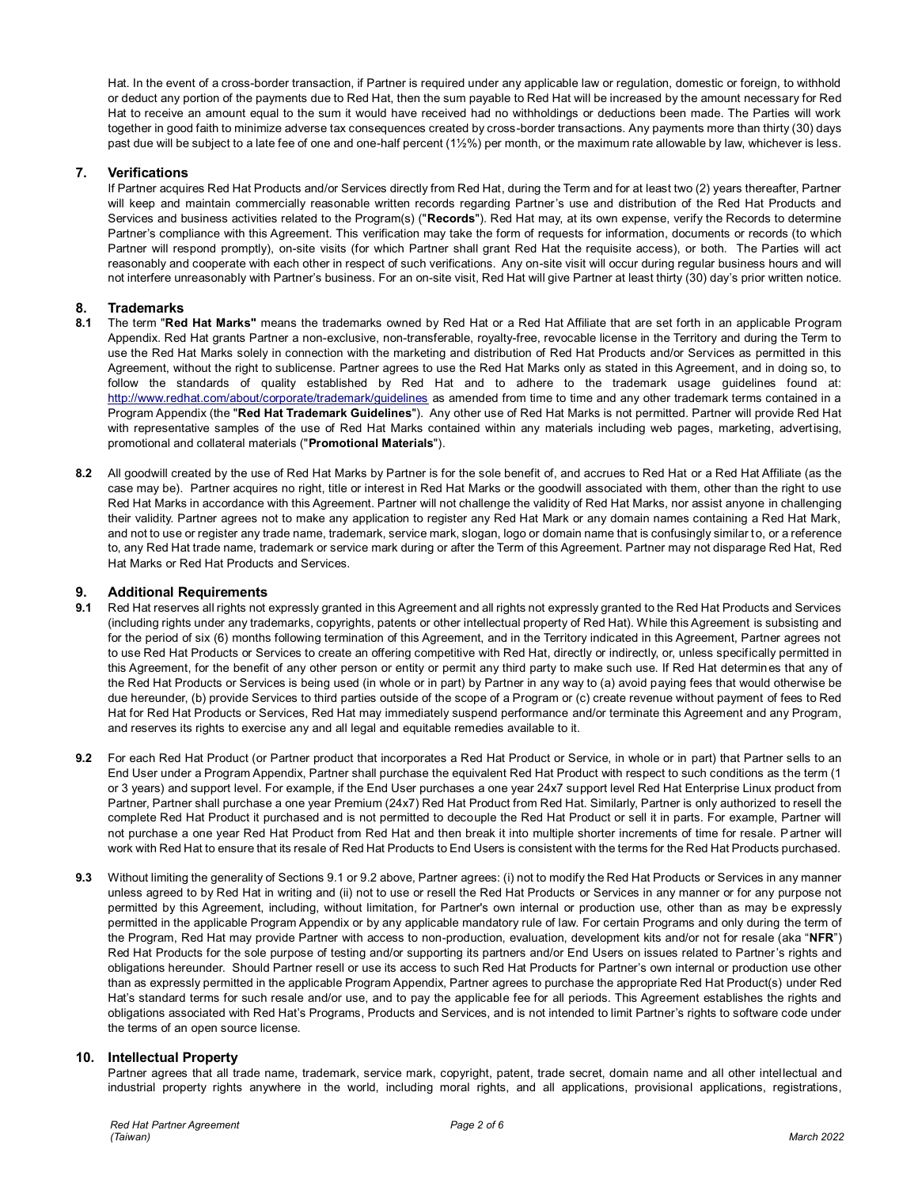Hat. In the event of a cross-border transaction, if Partner is required under any applicable law or regulation, domestic or foreign, to withhold or deduct any portion of the payments due to Red Hat, then the sum payable to Red Hat will be increased by the amount necessary for Red Hat to receive an amount equal to the sum it would have received had no withholdings or deductions been made. The Parties will work together in good faith to minimize adverse tax consequences created by cross-border transactions. Any payments more than thirty (30) days past due will be subject to a late fee of one and one-half percent (1½%) per month, or the maximum rate allowable by law, whichever is less.

## 7. Verifications

If Partner acquires Red Hat Products and/or Services directly from Red Hat, during the Term and for at least two (2) years thereafter, Partner will keep and maintain commercially reasonable written records regarding Partner's use and distribution of the Red Hat Products and Services and business activities related to the Program(s) ("**Records**"). Red Hat may, at its own expense, verify the Records to determine Partner's compliance with this Agreement. This verification may take the form of requests for information, documents or records (to which Partner will respond promptly), on-site visits (for which Partner shall grant Red Hat the requisite access), or both. The Parties will act reasonably and cooperate with each other in respect of such verifications. Any on-site visit will occur during regular business hours and will not interfere unreasonably with Partner's business. For an on-site visit, Red Hat will give Partner at least thirty (30) day's prior written notice.

## 8. Trademarks

**8.1** The term "**Red Hat Marks"** means the trademarks owned by Red Hat or a Red Hat Affiliate that are set forth in an applicable Program Appendix. Red Hat grants Partner a non-exclusive, non-transferable, royalty-free, revocable license in the Territory and during the Term to use the Red Hat Marks solely in connection with the marketing and distribution of Red Hat Products and/or Services as permitted in this Agreement, without the right to sublicense. Partner agrees to use the Red Hat Marks only as stated in this Agreement, and in doing so, to follow the standards of quality established by Red Hat and to adhere to the trademark usage guidelines found at: http://www.redhat.com/about/corporate/trademark/guidelines as amended from time to time and any other trademark terms contained in a Program Appendix (the "**Red Hat Trademark Guidelines**"). Any other use of Red Hat Marks is not permitted. Partner will provide Red Hat with representative samples of the use of Red Hat Marks contained within any materials including web pages, marketing, advertising, promotional and collateral materials ("**Promotional Materials**").

**8.2** All goodwill created by the use of Red Hat Marks by Partner is for the sole benefit of, and accrues to Red Hat or a Red Hat Affiliate (as the case may be). Partner acquires no right, title or interest in Red Hat Marks or the goodwill associated with them, other than the right to use Red Hat Marks in accordance with this Agreement. Partner will not challenge the validity of Red Hat Marks, nor assist anyone in challenging their validity. Partner agrees not to make any application to register any Red Hat Mark or any domain names containing a Red Hat Mark, and not to use or register any trade name, trademark, service mark, slogan, logo or domain name that is confusingly similar to, or a reference to, any Red Hat trade name, trademark or service mark during or after the Term of this Agreement. Partner may not disparage Red Hat, Red Hat Marks or Red Hat Products and Services.

## 9. Additional Requirements

**9.1** Red Hat reserves all rights not expressly granted in this Agreement and all rights not expressly granted to the Red Hat Products and Services (including rights under any trademarks, copyrights, patents or other intellectual property of Red Hat). While this Agreement is subsisting and for the period of six (6) months following termination of this Agreement, and in the Territory indicated in this Agreement, Partner agrees not to use Red Hat Products or Services to create an offering competitive with Red Hat, directly or indirectly, or, unless specifically permitted in this Agreement, for the benefit of any other person or entity or permit any third party to make such use. If Red Hat determines that any of the Red Hat Products or Services is being used (in whole or in part) by Partner in any way to (a) avoid paying fees that would otherwise be due hereunder, (b) provide Services to third parties outside of the scope of a Program or (c) create revenue without payment of fees to Red Hat for Red Hat Products or Services, Red Hat may immediately suspend performance and/or terminate this Agreement and any Program, and reserves its rights to exercise any and all legal and equitable remedies available to it.

**9.2** For each Red Hat Product (or Partner product that incorporates a Red Hat Product or Service, in whole or in part) that Partner sells to an End User under a Program Appendix, Partner shall purchase the equivalent Red Hat Product with respect to such conditions as the term (1 or 3 years) and support level. For example, if the End User purchases a one year 24x7 support level Red Hat Enterprise Linux product from Partner, Partner shall purchase a one year Premium (24x7) Red Hat Product from Red Hat. Similarly, Partner is only authorized to resell the complete Red Hat Product it purchased and is not permitted to decouple the Red Hat Product or sell it in parts. For example, Partner will not purchase a one year Red Hat Product from Red Hat and then break it into multiple shorter increments of time for resale. Partner will work with Red Hat to ensure that its resale of Red Hat Products to End Users is consistent with the terms for the Red Hat Products purchased.

**9.3** Without limiting the generality of Sections 9.1 or 9.2 above, Partner agrees: (i) not to modify the Red Hat Products or Services in any manner unless agreed to by Red Hat in writing and (ii) not to use or resell the Red Hat Products or Services in any manner or for any purpose not permitted by this Agreement, including, without limitation, for Partner's own internal or production use, other than as may be expressly permitted in the applicable Program Appendix or by any applicable mandatory rule of law. For certain Programs and only during the term of the Program, Red Hat may provide Partner with access to non-production, evaluation, development kits and/or not for resale (aka "**NFR**") Red Hat Products for the sole purpose of testing and/or supporting its partners and/or End Users on issues related to Partner's rights and obligations hereunder. Should Partner resell or use its access to such Red Hat Products for Partner's own internal or production use other than as expressly permitted in the applicable Program Appendix, Partner agrees to purchase the appropriate Red Hat Product(s) under Red Hat's standard terms for such resale and/or use, and to pay the applicable fee for all periods. This Agreement establishes the rights and obligations associated with Red Hat's Programs, Products and Services, and is not intended to limit Partner's rights to software code under the terms of an open source license.

## 10. Intellectual Property

Partner agrees that all trade name, trademark, service mark, copyright, patent, trade secret, domain name and all other intellectual and industrial property rights anywhere in the world, including moral rights, and all applications, provisional applications, registrations,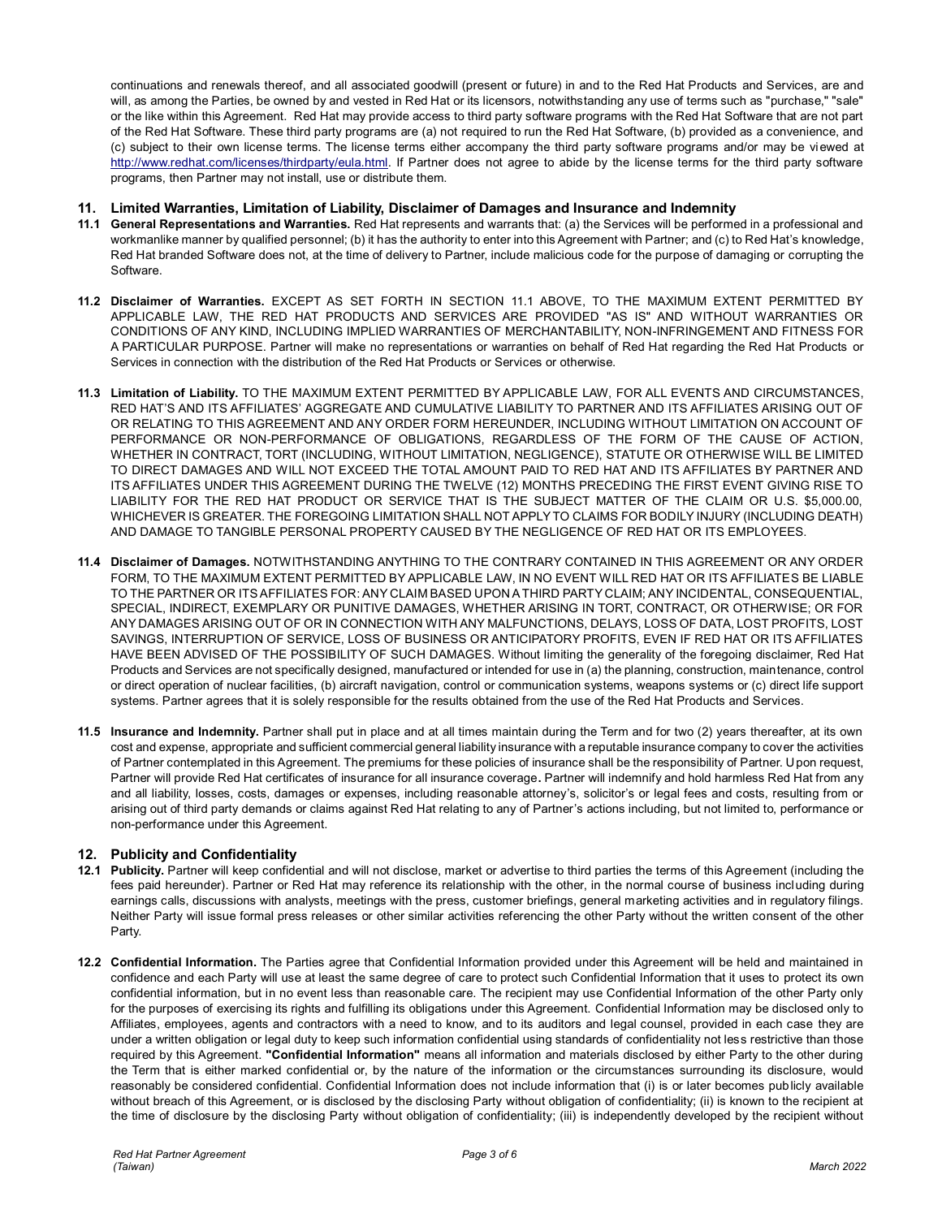continuations and renewals thereof, and all associated goodwill (present or future) in and to the Red Hat Products and Services, are and will, as among the Parties, be owned by and vested in Red Hat or its licensors, notwithstanding any use of terms such as "purchase," "sale" or the like within this Agreement. Red Hat may provide access to third party software programs with the Red Hat Software that are not part of the Red Hat Software. These third party programs are (a) not required to run the Red Hat Software, (b) provided as a convenience, and (c) subject to their own license terms. The license terms either accompany the third party software programs and/or may be viewed at http://www.redhat.com/licenses/thirdparty/eula.html. If Partner does not agree to abide by the license terms for the third party software programs, then Partner may not install, use or distribute them.

## 11. Limited Warranties, Limitation of Liability, Disclaimer of Damages and Insurance and Indemnity

**11.1 General Representations and Warranties.** Red Hat represents and warrants that: (a) the Services will be performed in a professional and workmanlike manner by qualified personnel; (b) it has the authority to enter into this Agreement with Partner; and (c) to Red Hat's knowledge, Red Hat branded Software does not, at the time of delivery to Partner, include malicious code for the purpose of damaging or corrupting the Software.

**11.2 Disclaimer of Warranties.** EXCEPT AS SET FORTH IN SECTION 11.1 ABOVE, TO THE MAXIMUM EXTENT PERMITTED BY APPLICABLE LAW, THE RED HAT PRODUCTS AND SERVICES ARE PROVIDED "AS IS" AND WITHOUT WARRANTIES OR CONDITIONS OF ANY KIND, INCLUDING IMPLIED WARRANTIES OF MERCHANTABILITY, NON-INFRINGEMENT AND FITNESS FOR A PARTICULAR PURPOSE. Partner will make no representations or warranties on behalf of Red Hat regarding the Red Hat Products or Services in connection with the distribution of the Red Hat Products or Services or otherwise.

**11.3 Limitation of Liability.** TO THE MAXIMUM EXTENT PERMITTED BY APPLICABLE LAW, FOR ALL EVENTS AND CIRCUMSTANCES, RED HAT'S AND ITS AFFILIATES' AGGREGATE AND CUMULATIVE LIABILITY TO PARTNER AND ITS AFFILIATES ARISING OUT OF OR RELATING TO THIS AGREEMENT AND ANY ORDER FORM HEREUNDER, INCLUDING WITHOUT LIMITATION ON ACCOUNT OF PERFORMANCE OR NON-PERFORMANCE OF OBLIGATIONS, REGARDLESS OF THE FORM OF THE CAUSE OF ACTION, WHETHER IN CONTRACT, TORT (INCLUDING, WITHOUT LIMITATION, NEGLIGENCE), STATUTE OR OTHERWISE WILL BE LIMITED TO DIRECT DAMAGES AND WILL NOT EXCEED THE TOTAL AMOUNT PAID TO RED HAT AND ITS AFFILIATES BY PARTNER AND ITS AFFILIATES UNDER THIS AGREEMENT DURING THE TWELVE (12) MONTHS PRECEDING THE FIRST EVENT GIVING RISE TO LIABILITY FOR THE RED HAT PRODUCT OR SERVICE THAT IS THE SUBJECT MATTER OF THE CLAIM OR U.S. $5,000.00, WHICHEVER IS GREATER. THE FOREGOING LIMITATION SHALL NOT APPLY TO CLAIMS FOR BODILY INJURY (INCLUDING DEATH) AND DAMAGE TO TANGIBLE PERSONAL PROPERTY CAUSED BY THE NEGLIGENCE OF RED HAT OR ITS EMPLOYEES.

**11.4 Disclaimer of Damages.** NOTWITHSTANDING ANYTHING TO THE CONTRARY CONTAINED IN THIS AGREEMENT OR ANY ORDER FORM, TO THE MAXIMUM EXTENT PERMITTED BY APPLICABLE LAW, IN NO EVENT WILL RED HAT OR ITS AFFILIATES BE LIABLE TO THE PARTNER OR ITS AFFILIATES FOR: ANY CLAIM BASED UPON A THIRD PARTY CLAIM; ANY INCIDENTAL, CONSEQUENTIAL, SPECIAL, INDIRECT, EXEMPLARY OR PUNITIVE DAMAGES, WHETHER ARISING IN TORT, CONTRACT, OR OTHERWISE; OR FOR ANY DAMAGES ARISING OUT OF OR IN CONNECTION WITH ANY MALFUNCTIONS, DELAYS, LOSS OF DATA, LOST PROFITS, LOST SAVINGS, INTERRUPTION OF SERVICE, LOSS OF BUSINESS OR ANTICIPATORY PROFITS, EVEN IF RED HAT OR ITS AFFILIATES HAVE BEEN ADVISED OF THE POSSIBILITY OF SUCH DAMAGES. Without limiting the generality of the foregoing disclaimer, Red Hat Products and Services are not specifically designed, manufactured or intended for use in (a) the planning, construction, maintenance, control or direct operation of nuclear facilities, (b) aircraft navigation, control or communication systems, weapons systems or (c) direct life support systems. Partner agrees that it is solely responsible for the results obtained from the use of the Red Hat Products and Services.

**11.5 Insurance and Indemnity.** Partner shall put in place and at all times maintain during the Term and for two (2) years thereafter, at its own cost and expense, appropriate and sufficient commercial general liability insurance with a reputable insurance company to cover the activities of Partner contemplated in this Agreement. The premiums for these policies of insurance shall be the responsibility of Partner. Upon request, Partner will provide Red Hat certificates of insurance for all insurance coverage**.** Partner will indemnify and hold harmless Red Hat from any and all liability, losses, costs, damages or expenses, including reasonable attorney's, solicitor's or legal fees and costs, resulting from or arising out of third party demands or claims against Red Hat relating to any of Partner's actions including, but not limited to, performance or non-performance under this Agreement.

## 12. Publicity and Confidentiality

**12.1 Publicity.** Partner will keep confidential and will not disclose, market or advertise to third parties the terms of this Agreement (including the fees paid hereunder). Partner or Red Hat may reference its relationship with the other, in the normal course of business including during earnings calls, discussions with analysts, meetings with the press, customer briefings, general marketing activities and in regulatory filings. Neither Party will issue formal press releases or other similar activities referencing the other Party without the written consent of the other Party.

**12.2 Confidential Information.** The Parties agree that Confidential Information provided under this Agreement will be held and maintained in confidence and each Party will use at least the same degree of care to protect such Confidential Information that it uses to protect its own confidential information, but in no event less than reasonable care. The recipient may use Confidential Information of the other Party only for the purposes of exercising its rights and fulfilling its obligations under this Agreement. Confidential Information may be disclosed only to Affiliates, employees, agents and contractors with a need to know, and to its auditors and legal counsel, provided in each case they are under a written obligation or legal duty to keep such information confidential using standards of confidentiality not less restrictive than those required by this Agreement. **"Confidential Information"** means all information and materials disclosed by either Party to the other during the Term that is either marked confidential or, by the nature of the information or the circumstances surrounding its disclosure, would reasonably be considered confidential. Confidential Information does not include information that (i) is or later becomes publicly available without breach of this Agreement, or is disclosed by the disclosing Party without obligation of confidentiality; (ii) is known to the recipient at the time of disclosure by the disclosing Party without obligation of confidentiality; (iii) is independently developed by the recipient without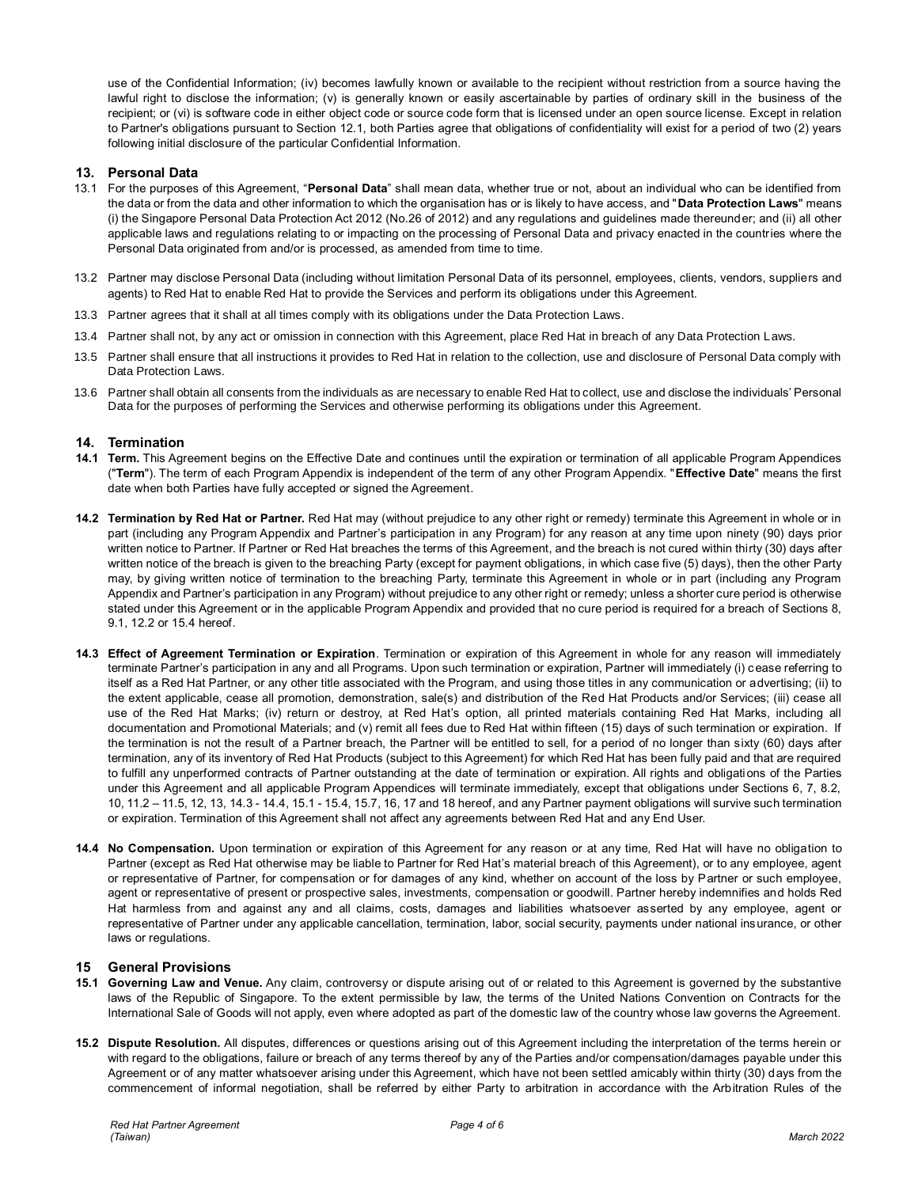use of the Confidential Information; (iv) becomes lawfully known or available to the recipient without restriction from a source having the lawful right to disclose the information; (v) is generally known or easily ascertainable by parties of ordinary skill in the business of the recipient; or (vi) is software code in either object code or source code form that is licensed under an open source license. Except in relation to Partner's obligations pursuant to Section 12.1, both Parties agree that obligations of confidentiality will exist for a period of two (2) years following initial disclosure of the particular Confidential Information.

## 13. Personal Data

13.1 For the purposes of this Agreement, "**Personal Data**" shall mean data, whether true or not, about an individual who can be identified from the data or from the data and other information to which the organisation has or is likely to have access, and "**Data Protection Laws**" means (i) the Singapore Personal Data Protection Act 2012 (No.26 of 2012) and any regulations and guidelines made thereunder; and (ii) all other applicable laws and regulations relating to or impacting on the processing of Personal Data and privacy enacted in the countries where the Personal Data originated from and/or is processed, as amended from time to time.

13.2 Partner may disclose Personal Data (including without limitation Personal Data of its personnel, employees, clients, vendors, suppliers and agents) to Red Hat to enable Red Hat to provide the Services and perform its obligations under this Agreement.

13.3 Partner agrees that it shall at all times comply with its obligations under the Data Protection Laws.

13.4 Partner shall not, by any act or omission in connection with this Agreement, place Red Hat in breach of any Data Protection Laws.

13.5 Partner shall ensure that all instructions it provides to Red Hat in relation to the collection, use and disclosure of Personal Data comply with Data Protection Laws.

13.6 Partner shall obtain all consents from the individuals as are necessary to enable Red Hat to collect, use and disclose the individuals' Personal Data for the purposes of performing the Services and otherwise performing its obligations under this Agreement.

## 14. Termination

**14.1 Term.** This Agreement begins on the Effective Date and continues until the expiration or termination of all applicable Program Appendices ("**Term**"). The term of each Program Appendix is independent of the term of any other Program Appendix. "**Effective Date**" means the first date when both Parties have fully accepted or signed the Agreement.

**14.2 Termination by Red Hat or Partner.** Red Hat may (without prejudice to any other right or remedy) terminate this Agreement in whole or in part (including any Program Appendix and Partner's participation in any Program) for any reason at any time upon ninety (90) days prior written notice to Partner. If Partner or Red Hat breaches the terms of this Agreement, and the breach is not cured within thirty (30) days after written notice of the breach is given to the breaching Party (except for payment obligations, in which case five (5) days), then the other Party may, by giving written notice of termination to the breaching Party, terminate this Agreement in whole or in part (including any Program Appendix and Partner's participation in any Program) without prejudice to any other right or remedy; unless a shorter cure period is otherwise stated under this Agreement or in the applicable Program Appendix and provided that no cure period is required for a breach of Sections 8, 9.1, 12.2 or 15.4 hereof.

**14.3 Effect of Agreement Termination or Expiration**. Termination or expiration of this Agreement in whole for any reason will immediately terminate Partner's participation in any and all Programs. Upon such termination or expiration, Partner will immediately (i) cease referring to itself as a Red Hat Partner, or any other title associated with the Program, and using those titles in any communication or advertising; (ii) to the extent applicable, cease all promotion, demonstration, sale(s) and distribution of the Red Hat Products and/or Services; (iii) cease all use of the Red Hat Marks; (iv) return or destroy, at Red Hat's option, all printed materials containing Red Hat Marks, including all documentation and Promotional Materials; and (v) remit all fees due to Red Hat within fifteen (15) days of such termination or expiration. If the termination is not the result of a Partner breach, the Partner will be entitled to sell, for a period of no longer than sixty (60) days after termination, any of its inventory of Red Hat Products (subject to this Agreement) for which Red Hat has been fully paid and that are required to fulfill any unperformed contracts of Partner outstanding at the date of termination or expiration. All rights and obligations of the Parties under this Agreement and all applicable Program Appendices will terminate immediately, except that obligations under Sections 6, 7, 8.2, 10, 11.2 – 11.5, 12, 13, 14.3 - 14.4, 15.1 - 15.4, 15.7, 16, 17 and 18 hereof, and any Partner payment obligations will survive such termination or expiration. Termination of this Agreement shall not affect any agreements between Red Hat and any End User.

**14.4 No Compensation.** Upon termination or expiration of this Agreement for any reason or at any time, Red Hat will have no obligation to Partner (except as Red Hat otherwise may be liable to Partner for Red Hat's material breach of this Agreement), or to any employee, agent or representative of Partner, for compensation or for damages of any kind, whether on account of the loss by Partner or such employee, agent or representative of present or prospective sales, investments, compensation or goodwill. Partner hereby indemnifies and holds Red Hat harmless from and against any and all claims, costs, damages and liabilities whatsoever asserted by any employee, agent or representative of Partner under any applicable cancellation, termination, labor, social security, payments under national insurance, or other laws or regulations.

## 15 General Provisions

**15.1 Governing Law and Venue.** Any claim, controversy or dispute arising out of or related to this Agreement is governed by the substantive laws of the Republic of Singapore. To the extent permissible by law, the terms of the United Nations Convention on Contracts for the International Sale of Goods will not apply, even where adopted as part of the domestic law of the country whose law governs the Agreement.

**15.2 Dispute Resolution.** All disputes, differences or questions arising out of this Agreement including the interpretation of the terms herein or with regard to the obligations, failure or breach of any terms thereof by any of the Parties and/or compensation/damages payable under this Agreement or of any matter whatsoever arising under this Agreement, which have not been settled amicably within thirty (30) days from the commencement of informal negotiation, shall be referred by either Party to arbitration in accordance with the Arbitration Rules of the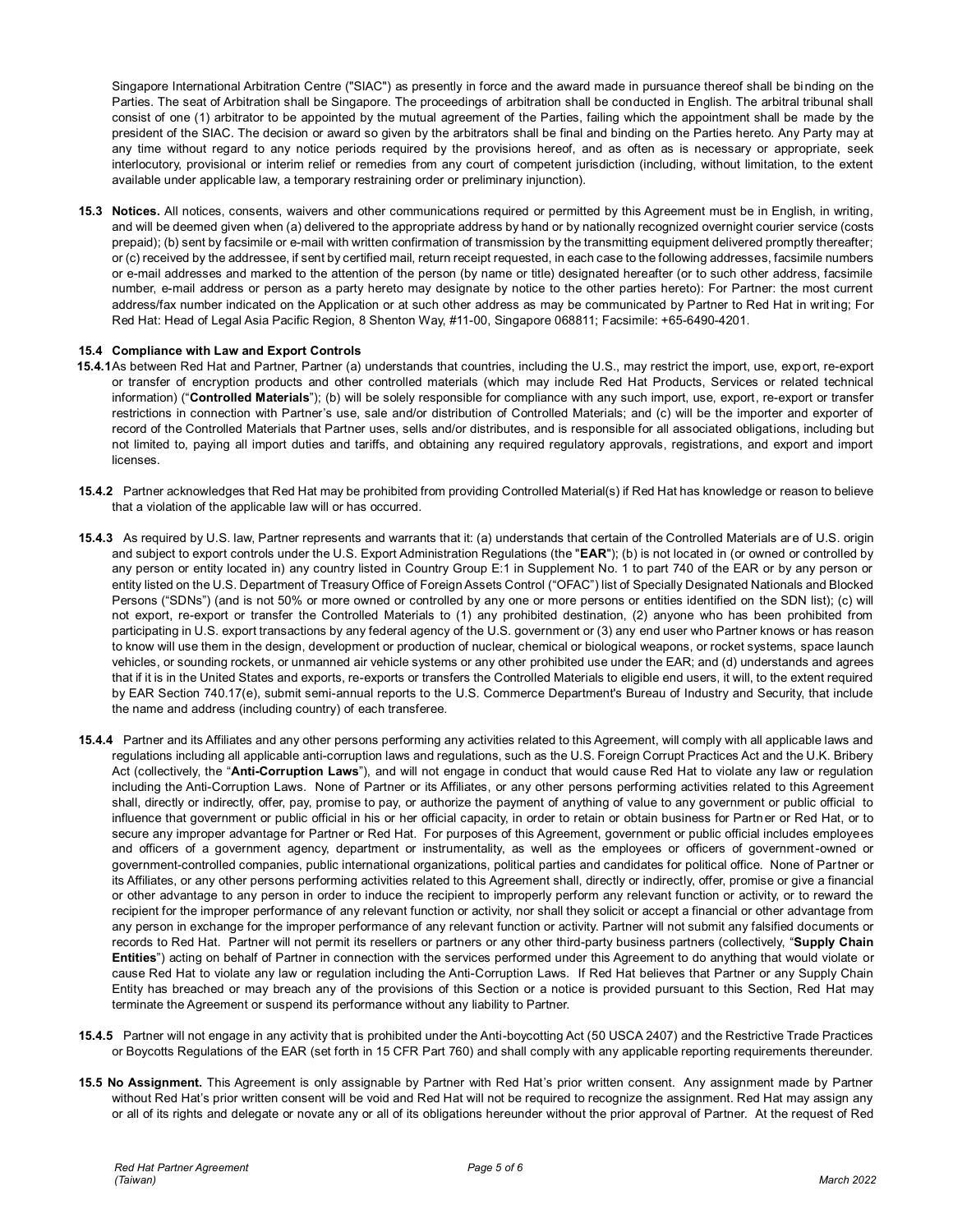Singapore International Arbitration Centre ("SIAC") as presently in force and the award made in pursuance thereof shall be binding on the Parties. The seat of Arbitration shall be Singapore. The proceedings of arbitration shall be conducted in English. The arbitral tribunal shall consist of one (1) arbitrator to be appointed by the mutual agreement of the Parties, failing which the appointment shall be made by the president of the SIAC. The decision or award so given by the arbitrators shall be final and binding on the Parties hereto. Any Party may at any time without regard to any notice periods required by the provisions hereof, and as often as is necessary or appropriate, seek interlocutory, provisional or interim relief or remedies from any court of competent jurisdiction (including, without limitation, to the extent available under applicable law, a temporary restraining order or preliminary injunction).

**15.3 Notices.** All notices, consents, waivers and other communications required or permitted by this Agreement must be in English, in writing, and will be deemed given when (a) delivered to the appropriate address by hand or by nationally recognized overnight courier service (costs prepaid); (b) sent by facsimile or e-mail with written confirmation of transmission by the transmitting equipment delivered promptly thereafter; or (c) received by the addressee, if sent by certified mail, return receipt requested, in each case to the following addresses, facsimile numbers or e-mail addresses and marked to the attention of the person (by name or title) designated hereafter (or to such other address, facsimile number, e-mail address or person as a party hereto may designate by notice to the other parties hereto): For Partner: the most current address/fax number indicated on the Application or at such other address as may be communicated by Partner to Red Hat in writing; For Red Hat: Head of Legal Asia Pacific Region, 8 Shenton Way, #11-00, Singapore 068811; Facsimile: +65-6490-4201.

**15.4 Compliance with Law and Export Controls**

**15.4.1** As between Red Hat and Partner, Partner (a) understands that countries, including the U.S., may restrict the import, use, export, re-export or transfer of encryption products and other controlled materials (which may include Red Hat Products, Services or related technical information) ("**Controlled Materials**"); (b) will be solely responsible for compliance with any such import, use, export, re-export or transfer restrictions in connection with Partner's use, sale and/or distribution of Controlled Materials; and (c) will be the importer and exporter of record of the Controlled Materials that Partner uses, sells and/or distributes, and is responsible for all associated obligations, including but not limited to, paying all import duties and tariffs, and obtaining any required regulatory approvals, registrations, and export and import licenses.

**15.4.2** Partner acknowledges that Red Hat may be prohibited from providing Controlled Material(s) if Red Hat has knowledge or reason to believe that a violation of the applicable law will or has occurred.

**15.4.3** As required by U.S. law, Partner represents and warrants that it: (a) understands that certain of the Controlled Materials are of U.S. origin and subject to export controls under the U.S. Export Administration Regulations (the "**EAR**"); (b) is not located in (or owned or controlled by any person or entity located in) any country listed in Country Group E:1 in Supplement No. 1 to part 740 of the EAR or by any person or entity listed on the U.S. Department of Treasury Office of Foreign Assets Control ("OFAC") list of Specially Designated Nationals and Blocked Persons ("SDNs") (and is not 50% or more owned or controlled by any one or more persons or entities identified on the SDN list); (c) will not export, re-export or transfer the Controlled Materials to (1) any prohibited destination, (2) anyone who has been prohibited from participating in U.S. export transactions by any federal agency of the U.S. government or (3) any end user who Partner knows or has reason to know will use them in the design, development or production of nuclear, chemical or biological weapons, or rocket systems, space launch vehicles, or sounding rockets, or unmanned air vehicle systems or any other prohibited use under the EAR; and (d) understands and agrees that if it is in the United States and exports, re-exports or transfers the Controlled Materials to eligible end users, it will, to the extent required by EAR Section 740.17(e), submit semi-annual reports to the U.S. Commerce Department's Bureau of Industry and Security, that include the name and address (including country) of each transferee.

**15.4.4** Partner and its Affiliates and any other persons performing any activities related to this Agreement, will comply with all applicable laws and regulations including all applicable anti-corruption laws and regulations, such as the U.S. Foreign Corrupt Practices Act and the U.K. Bribery Act (collectively, the "**Anti-Corruption Laws**"), and will not engage in conduct that would cause Red Hat to violate any law or regulation including the Anti-Corruption Laws. None of Partner or its Affiliates, or any other persons performing activities related to this Agreement shall, directly or indirectly, offer, pay, promise to pay, or authorize the payment of anything of value to any government or public official to influence that government or public official in his or her official capacity, in order to retain or obtain business for Partner or Red Hat, or to secure any improper advantage for Partner or Red Hat. For purposes of this Agreement, government or public official includes employees and officers of a government agency, department or instrumentality, as well as the employees or officers of government-owned or government-controlled companies, public international organizations, political parties and candidates for political office. None of Partner or its Affiliates, or any other persons performing activities related to this Agreement shall, directly or indirectly, offer, promise or give a financial or other advantage to any person in order to induce the recipient to improperly perform any relevant function or activity, or to reward the recipient for the improper performance of any relevant function or activity, nor shall they solicit or accept a financial or other advantage from any person in exchange for the improper performance of any relevant function or activity. Partner will not submit any falsified documents or records to Red Hat. Partner will not permit its resellers or partners or any other third-party business partners (collectively, "**Supply Chain Entities**") acting on behalf of Partner in connection with the services performed under this Agreement to do anything that would violate or cause Red Hat to violate any law or regulation including the Anti-Corruption Laws. If Red Hat believes that Partner or any Supply Chain Entity has breached or may breach any of the provisions of this Section or a notice is provided pursuant to this Section, Red Hat may terminate the Agreement or suspend its performance without any liability to Partner.

**15.4.5** Partner will not engage in any activity that is prohibited under the Anti-boycotting Act (50 USCA 2407) and the Restrictive Trade Practices or Boycotts Regulations of the EAR (set forth in 15 CFR Part 760) and shall comply with any applicable reporting requirements thereunder.

**15.5 No Assignment.** This Agreement is only assignable by Partner with Red Hat's prior written consent. Any assignment made by Partner without Red Hat's prior written consent will be void and Red Hat will not be required to recognize the assignment. Red Hat may assign any or all of its rights and delegate or novate any or all of its obligations hereunder without the prior approval of Partner. At the request of Red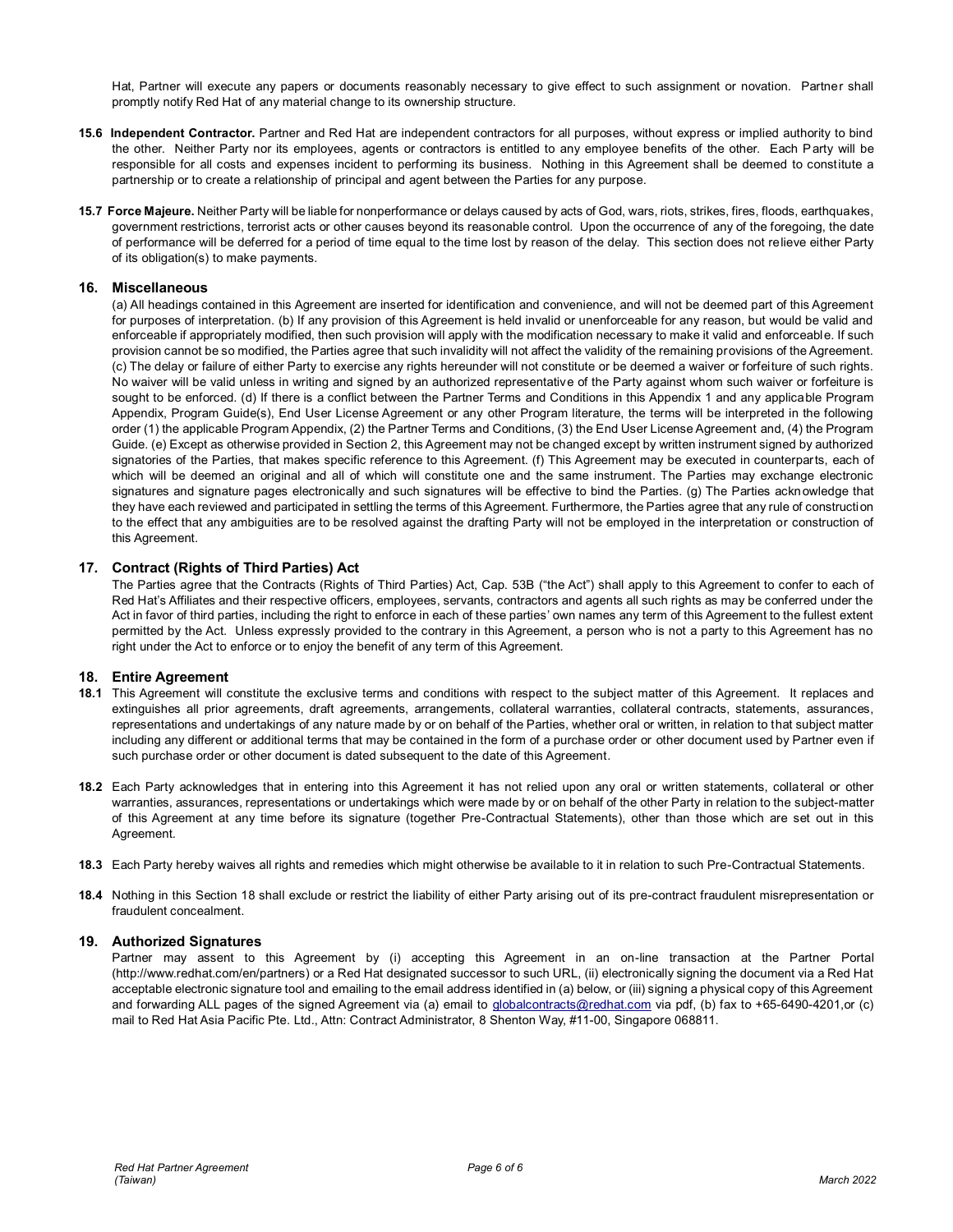Hat, Partner will execute any papers or documents reasonably necessary to give effect to such assignment or novation. Partner shall promptly notify Red Hat of any material change to its ownership structure.

**15.6 Independent Contractor.** Partner and Red Hat are independent contractors for all purposes, without express or implied authority to bind the other. Neither Party nor its employees, agents or contractors is entitled to any employee benefits of the other. Each Party will be responsible for all costs and expenses incident to performing its business. Nothing in this Agreement shall be deemed to constitute a partnership or to create a relationship of principal and agent between the Parties for any purpose.

**15.7 Force Majeure.** Neither Party will be liable for nonperformance or delays caused by acts of God, wars, riots, strikes, fires, floods, earthquakes, government restrictions, terrorist acts or other causes beyond its reasonable control. Upon the occurrence of any of the foregoing, the date of performance will be deferred for a period of time equal to the time lost by reason of the delay. This section does not relieve either Party of its obligation(s) to make payments.

## 16. Miscellaneous

(a) All headings contained in this Agreement are inserted for identification and convenience, and will not be deemed part of this Agreement for purposes of interpretation. (b) If any provision of this Agreement is held invalid or unenforceable for any reason, but would be valid and enforceable if appropriately modified, then such provision will apply with the modification necessary to make it valid and enforceable. If such provision cannot be so modified, the Parties agree that such invalidity will not affect the validity of the remaining provisions of the Agreement. (c) The delay or failure of either Party to exercise any rights hereunder will not constitute or be deemed a waiver or forfeiture of such rights. No waiver will be valid unless in writing and signed by an authorized representative of the Party against whom such waiver or forfeiture is sought to be enforced. (d) If there is a conflict between the Partner Terms and Conditions in this Appendix 1 and any applicable Program Appendix, Program Guide(s), End User License Agreement or any other Program literature, the terms will be interpreted in the following order (1) the applicable Program Appendix, (2) the Partner Terms and Conditions, (3) the End User License Agreement and, (4) the Program Guide. (e) Except as otherwise provided in Section 2, this Agreement may not be changed except by written instrument signed by authorized signatories of the Parties, that makes specific reference to this Agreement. (f) This Agreement may be executed in counterparts, each of which will be deemed an original and all of which will constitute one and the same instrument. The Parties may exchange electronic signatures and signature pages electronically and such signatures will be effective to bind the Parties. (g) The Parties acknowledge that they have each reviewed and participated in settling the terms of this Agreement. Furthermore, the Parties agree that any rule of construction to the effect that any ambiguities are to be resolved against the drafting Party will not be employed in the interpretation or construction of this Agreement.

## 17. Contract (Rights of Third Parties) Act

The Parties agree that the Contracts (Rights of Third Parties) Act, Cap. 53B ("the Act") shall apply to this Agreement to confer to each of Red Hat's Affiliates and their respective officers, employees, servants, contractors and agents all such rights as may be conferred under the Act in favor of third parties, including the right to enforce in each of these parties' own names any term of this Agreement to the fullest extent permitted by the Act. Unless expressly provided to the contrary in this Agreement, a person who is not a party to this Agreement has no right under the Act to enforce or to enjoy the benefit of any term of this Agreement.

## 18. Entire Agreement

**18.1** This Agreement will constitute the exclusive terms and conditions with respect to the subject matter of this Agreement. It replaces and extinguishes all prior agreements, draft agreements, arrangements, collateral warranties, collateral contracts, statements, assurances, representations and undertakings of any nature made by or on behalf of the Parties, whether oral or written, in relation to that subject matter including any different or additional terms that may be contained in the form of a purchase order or other document used by Partner even if such purchase order or other document is dated subsequent to the date of this Agreement.

**18.2** Each Party acknowledges that in entering into this Agreement it has not relied upon any oral or written statements, collateral or other warranties, assurances, representations or undertakings which were made by or on behalf of the other Party in relation to the subject-matter of this Agreement at any time before its signature (together Pre-Contractual Statements), other than those which are set out in this Agreement.

**18.3** Each Party hereby waives all rights and remedies which might otherwise be available to it in relation to such Pre-Contractual Statements.

**18.4** Nothing in this Section 18 shall exclude or restrict the liability of either Party arising out of its pre-contract fraudulent misrepresentation or fraudulent concealment.

## 19. Authorized Signatures

Partner may assent to this Agreement by (i) accepting this Agreement in an on-line transaction at the Partner Portal (http://www.redhat.com/en/partners) or a Red Hat designated successor to such URL, (ii) electronically signing the document via a Red Hat acceptable electronic signature tool and emailing to the email address identified in (a) below, or (iii) signing a physical copy of this Agreement and forwarding ALL pages of the signed Agreement via (a) email to globalcontracts@redhat.com via pdf, (b) fax to +65-6490-4201,or (c) mail to Red Hat Asia Pacific Pte. Ltd., Attn: Contract Administrator, 8 Shenton Way, #11-00, Singapore 068811.